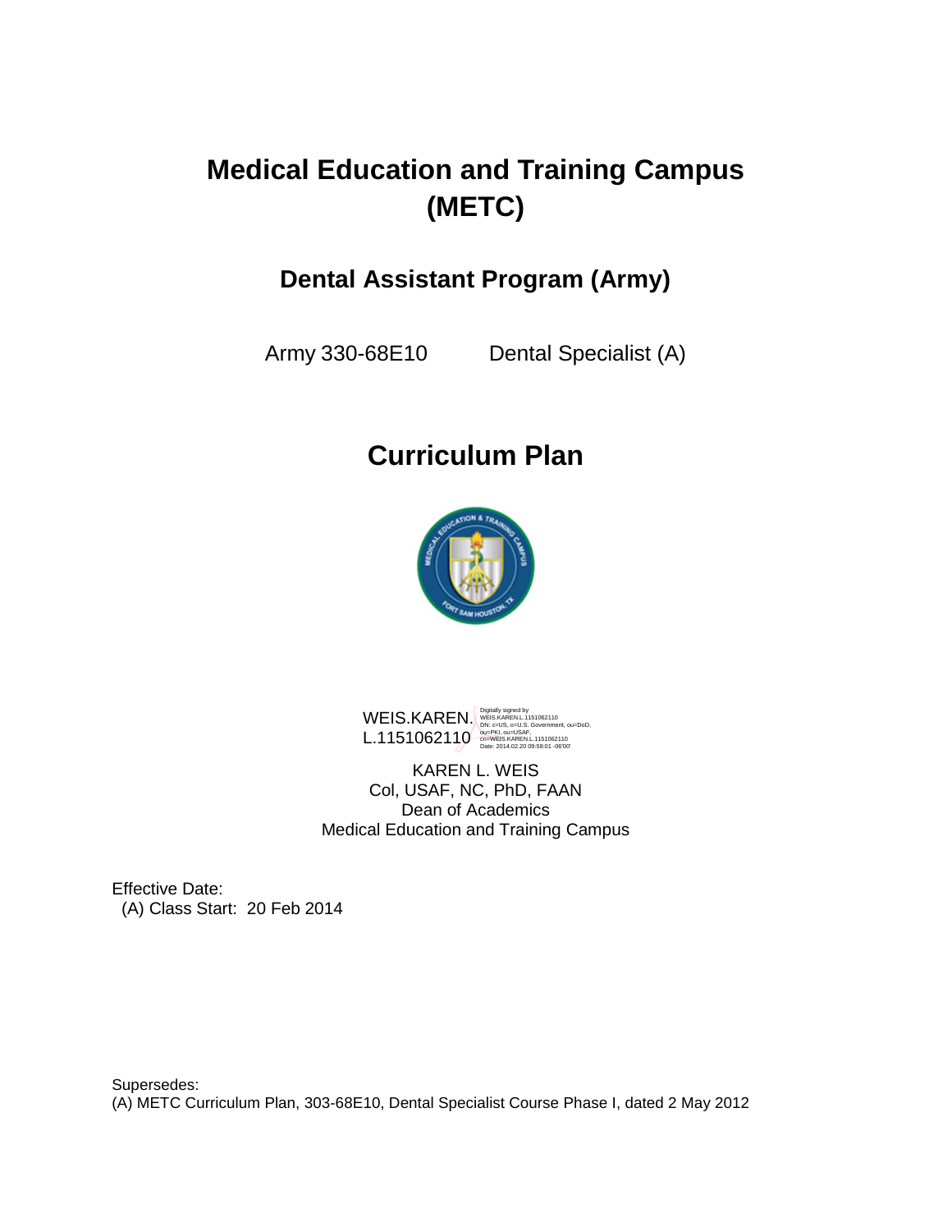# Medical Education and Training Campus (METC)

## Dental Assistant Program (Army)

Army 330-68E10 Dental Specialist (A)

# Curriculum Plan

WEIS.KAREN.L.1151062110

Digitally signed by WEIS.KAREN.L.1151062110
DN: c=US, o=U.S. Government, ou=DoD, ou=PKI, ou=USAF, cn=WEIS.KAREN.L.1151062110
Date: 2014.02.20 09:59:01 -06'00'

KAREN L. WEIS
Col, USAF, NC, PhD, FAAN
Dean of Academics
Medical Education and Training Campus

Effective Date:
(A) Class Start: 20 Feb 2014

Supersedes:
(A) METC Curriculum Plan, 303-68E10, Dental Specialist Course Phase I, dated 2 May 2012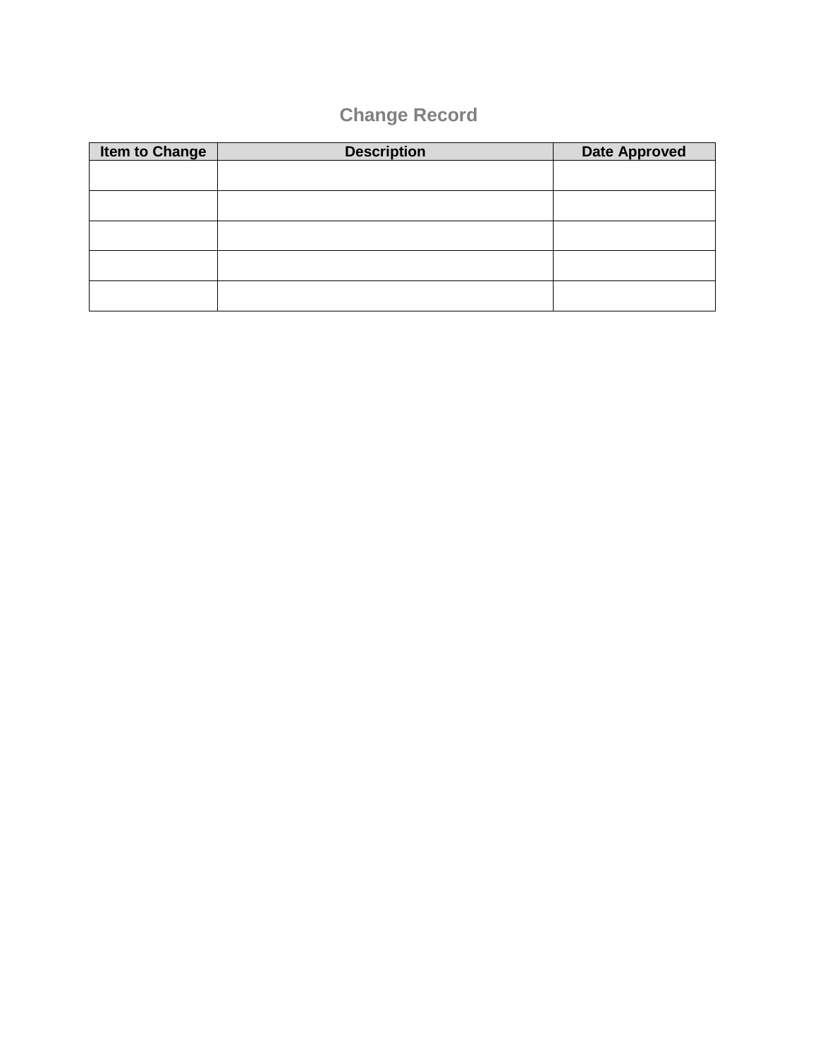# Change Record

| Item to Change | Description | Date Approved |
| --- | --- | --- |
| | | |
| | | |
| | | |
| | | |
| | | |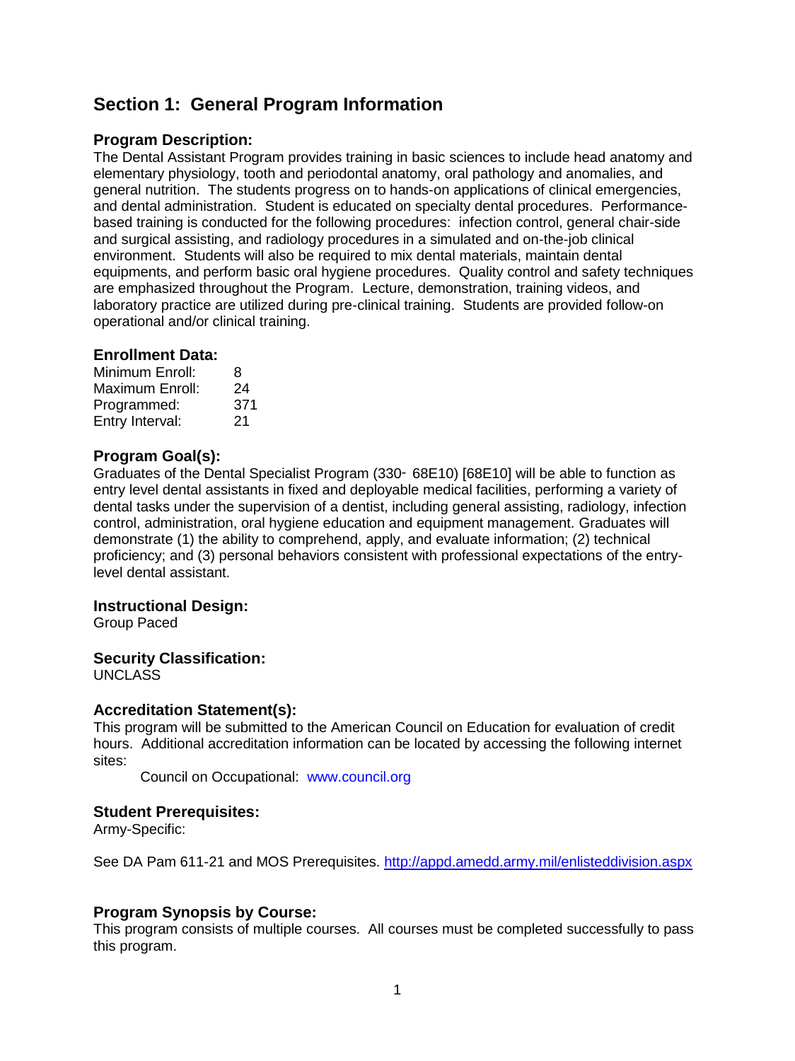## Section 1: General Program Information

### Program Description:

The Dental Assistant Program provides training in basic sciences to include head anatomy and elementary physiology, tooth and periodontal anatomy, oral pathology and anomalies, and general nutrition. The students progress on to hands-on applications of clinical emergencies, and dental administration. Student is educated on specialty dental procedures. Performance-based training is conducted for the following procedures: infection control, general chair-side and surgical assisting, and radiology procedures in a simulated and on-the-job clinical environment. Students will also be required to mix dental materials, maintain dental equipments, and perform basic oral hygiene procedures. Quality control and safety techniques are emphasized throughout the Program. Lecture, demonstration, training videos, and laboratory practice are utilized during pre-clinical training. Students are provided follow-on operational and/or clinical training.

### Enrollment Data:

| | |
|---|---|
| Minimum Enroll: | 8 |
| Maximum Enroll: | 24 |
| Programmed: | 371 |
| Entry Interval: | 21 |

### Program Goal(s):

Graduates of the Dental Specialist Program (330- 68E10) [68E10] will be able to function as entry level dental assistants in fixed and deployable medical facilities, performing a variety of dental tasks under the supervision of a dentist, including general assisting, radiology, infection control, administration, oral hygiene education and equipment management. Graduates will demonstrate (1) the ability to comprehend, apply, and evaluate information; (2) technical proficiency; and (3) personal behaviors consistent with professional expectations of the entry-level dental assistant.

### Instructional Design:

Group Paced

### Security Classification:

UNCLASS

### Accreditation Statement(s):

This program will be submitted to the American Council on Education for evaluation of credit hours. Additional accreditation information can be located by accessing the following internet sites:

Council on Occupational: www.council.org

### Student Prerequisites:

Army-Specific:

See DA Pam 611-21 and MOS Prerequisites. http://appd.amedd.army.mil/enlisteddivision.aspx

### Program Synopsis by Course:

This program consists of multiple courses. All courses must be completed successfully to pass this program.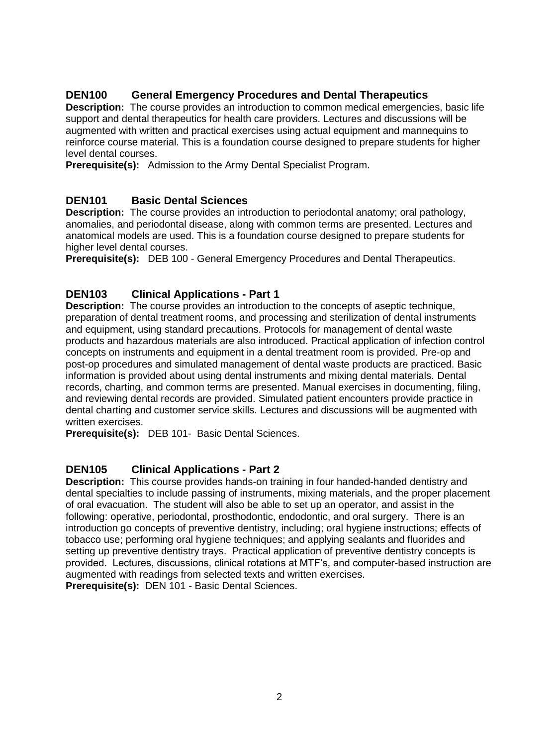## DEN100 General Emergency Procedures and Dental Therapeutics

**Description:** The course provides an introduction to common medical emergencies, basic life support and dental therapeutics for health care providers. Lectures and discussions will be augmented with written and practical exercises using actual equipment and mannequins to reinforce course material. This is a foundation course designed to prepare students for higher level dental courses.

**Prerequisite(s):** Admission to the Army Dental Specialist Program.

## DEN101 Basic Dental Sciences

**Description:** The course provides an introduction to periodontal anatomy; oral pathology, anomalies, and periodontal disease, along with common terms are presented. Lectures and anatomical models are used. This is a foundation course designed to prepare students for higher level dental courses.

**Prerequisite(s):** DEB 100 - General Emergency Procedures and Dental Therapeutics.

## DEN103 Clinical Applications - Part 1

**Description:** The course provides an introduction to the concepts of aseptic technique, preparation of dental treatment rooms, and processing and sterilization of dental instruments and equipment, using standard precautions. Protocols for management of dental waste products and hazardous materials are also introduced. Practical application of infection control concepts on instruments and equipment in a dental treatment room is provided. Pre-op and post-op procedures and simulated management of dental waste products are practiced. Basic information is provided about using dental instruments and mixing dental materials. Dental records, charting, and common terms are presented. Manual exercises in documenting, filing, and reviewing dental records are provided. Simulated patient encounters provide practice in dental charting and customer service skills. Lectures and discussions will be augmented with written exercises.

**Prerequisite(s):** DEB 101- Basic Dental Sciences.

## DEN105 Clinical Applications - Part 2

**Description:** This course provides hands-on training in four handed-handed dentistry and dental specialties to include passing of instruments, mixing materials, and the proper placement of oral evacuation. The student will also be able to set up an operator, and assist in the following: operative, periodontal, prosthodontic, endodontic, and oral surgery. There is an introduction go concepts of preventive dentistry, including; oral hygiene instructions; effects of tobacco use; performing oral hygiene techniques; and applying sealants and fluorides and setting up preventive dentistry trays. Practical application of preventive dentistry concepts is provided. Lectures, discussions, clinical rotations at MTF's, and computer-based instruction are augmented with readings from selected texts and written exercises.

**Prerequisite(s):** DEN 101 - Basic Dental Sciences.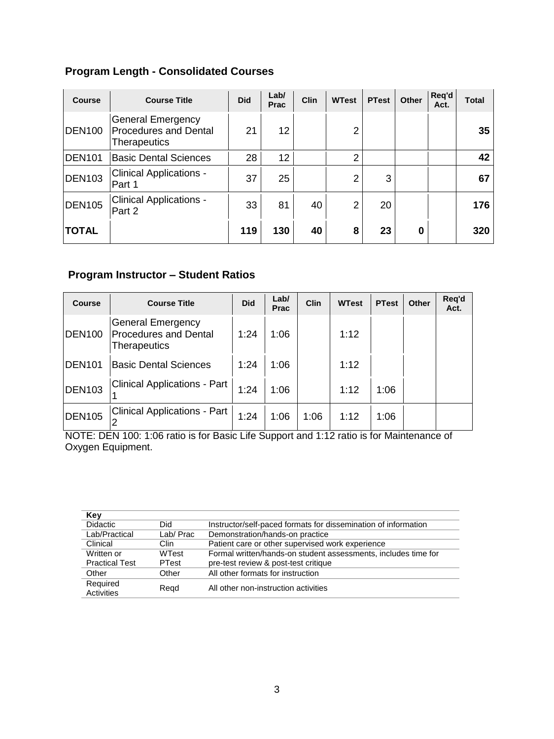## Program Length - Consolidated Courses

| Course | Course Title | Did | Lab/ Prac | Clin | WTest | PTest | Other | Req'd Act. | Total |
|---|---|---|---|---|---|---|---|---|---|
| DEN100 | General Emergency Procedures and Dental Therapeutics | 21 | 12 | | 2 | | | | **35** |
| DEN101 | Basic Dental Sciences | 28 | 12 | | 2 | | | | **42** |
| DEN103 | Clinical Applications - Part 1 | 37 | 25 | | 2 | 3 | | | **67** |
| DEN105 | Clinical Applications - Part 2 | 33 | 81 | 40 | 2 | 20 | | | **176** |
| **TOTAL** | | **119** | **130** | **40** | **8** | **23** | **0** | | **320** |

## Program Instructor – Student Ratios

| Course | Course Title | Did | Lab/ Prac | Clin | WTest | PTest | Other | Req'd Act. |
|---|---|---|---|---|---|---|---|---|
| DEN100 | General Emergency Procedures and Dental Therapeutics | 1:24 | 1:06 | | 1:12 | | | |
| DEN101 | Basic Dental Sciences | 1:24 | 1:06 | | 1:12 | | | |
| DEN103 | Clinical Applications - Part 1 | 1:24 | 1:06 | | 1:12 | 1:06 | | |
| DEN105 | Clinical Applications - Part 2 | 1:24 | 1:06 | 1:06 | 1:12 | 1:06 | | |

NOTE: DEN 100: 1:06 ratio is for Basic Life Support and 1:12 ratio is for Maintenance of Oxygen Equipment.

| Key | | |
|---|---|---|
| Didactic | Did | Instructor/self-paced formats for dissemination of information |
| Lab/Practical | Lab/ Prac | Demonstration/hands-on practice |
| Clinical | Clin | Patient care or other supervised work experience |
| Written or Practical Test | WTest PTest | Formal written/hands-on student assessments, includes time for pre-test review & post-test critique |
| Other | Other | All other formats for instruction |
| Required Activities | Reqd | All other non-instruction activities |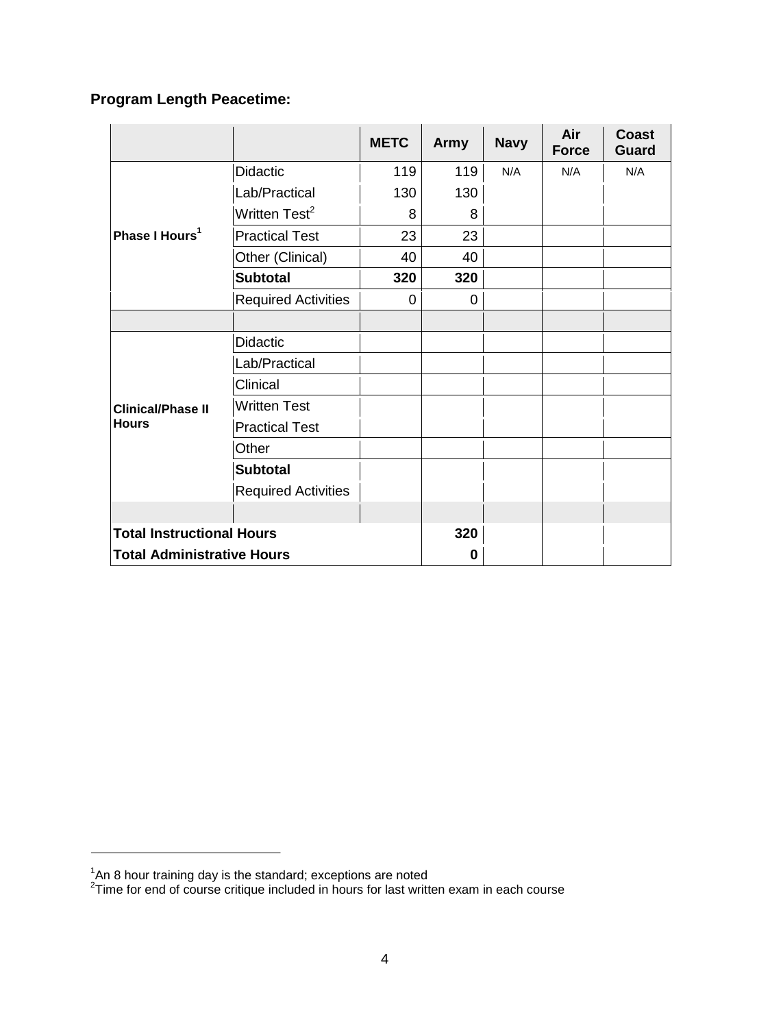**Program Length Peacetime:**

| | | METC | Army | Navy | Air Force | Coast Guard |
|---|---|---|---|---|---|---|
| Phase I Hours[1] | Didactic | 119 | 119 | N/A | N/A | N/A |
| | Lab/Practical | 130 | 130 | | | |
| | Written Test[2] | 8 | 8 | | | |
| | Practical Test | 23 | 23 | | | |
| | Other (Clinical) | 40 | 40 | | | |
| | **Subtotal** | **320** | **320** | | | |
| | Required Activities | 0 | 0 | | | |
| | | | | | | |
| Clinical/Phase II Hours | Didactic | | | | | |
| | Lab/Practical | | | | | |
| | Clinical | | | | | |
| | Written Test | | | | | |
| | Practical Test | | | | | |
| | Other | | | | | |
| | **Subtotal** | | | | | |
| | Required Activities | | | | | |
| | | | | | | |
| **Total Instructional Hours** | | | **320** | | | |
| **Total Administrative Hours** | | | **0** | | | |

[1]An 8 hour training day is the standard; exceptions are noted
[2]Time for end of course critique included in hours for last written exam in each course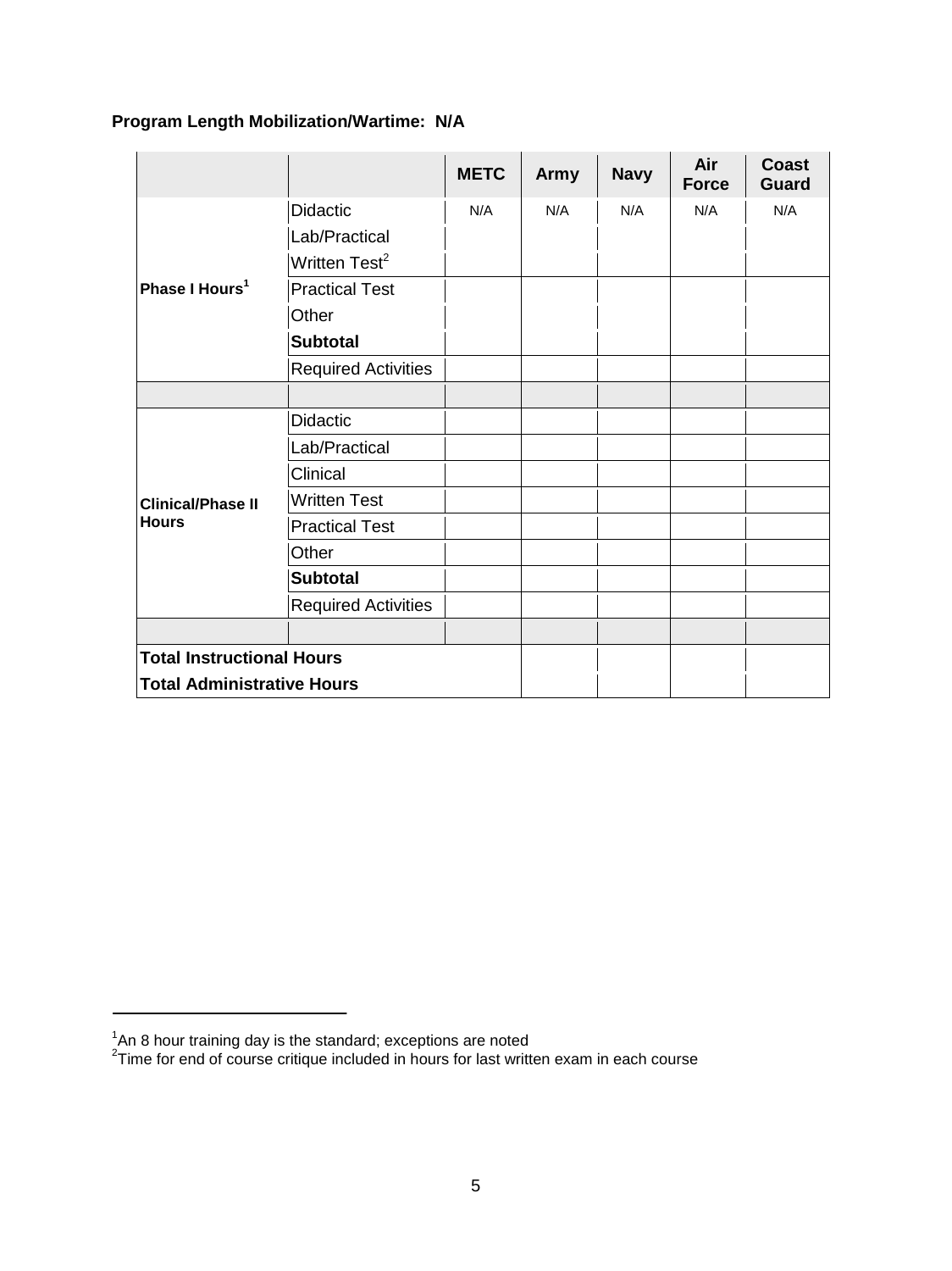**Program Length Mobilization/Wartime: N/A**

| | | METC | Army | Navy | Air Force | Coast Guard |
|---|---|---|---|---|---|---|
| Phase I Hours[1] | Didactic | N/A | N/A | N/A | N/A | N/A |
| | Lab/Practical | | | | | |
| | Written Test[2] | | | | | |
| | Practical Test | | | | | |
| | Other | | | | | |
| | **Subtotal** | | | | | |
| | Required Activities | | | | | |
| | | | | | | |
| Clinical/Phase II Hours | Didactic | | | | | |
| | Lab/Practical | | | | | |
| | Clinical | | | | | |
| | Written Test | | | | | |
| | Practical Test | | | | | |
| | Other | | | | | |
| | **Subtotal** | | | | | |
| | Required Activities | | | | | |
| | | | | | | |
| **Total Instructional Hours** | | | | | | |
| **Total Administrative Hours** | | | | | | |

[1]An 8 hour training day is the standard; exceptions are noted
[2]Time for end of course critique included in hours for last written exam in each course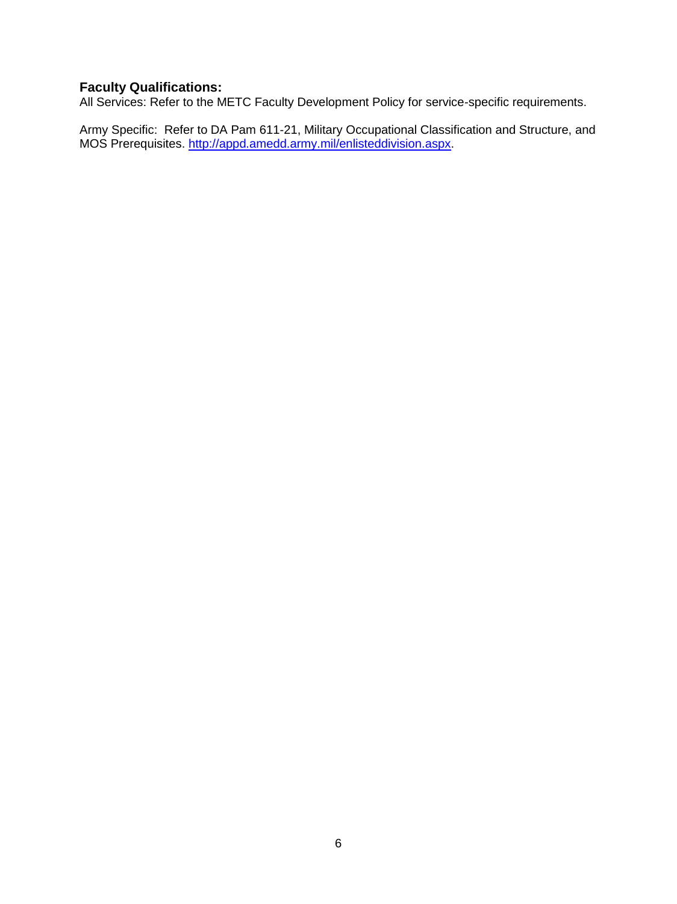**Faculty Qualifications:**
All Services: Refer to the METC Faculty Development Policy for service-specific requirements.

Army Specific: Refer to DA Pam 611-21, Military Occupational Classification and Structure, and MOS Prerequisites. [http://appd.amedd.army.mil/enlisteddivision.aspx](http://appd.amedd.army.mil/enlisteddivision.aspx).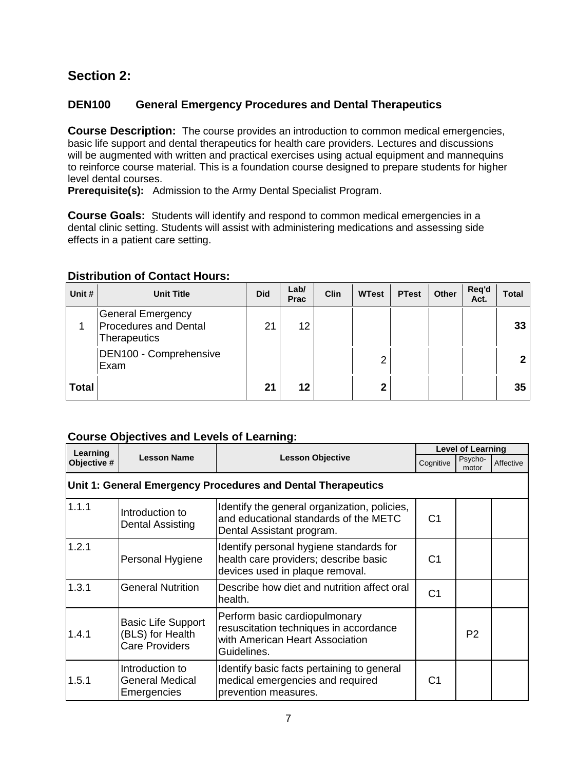## Section 2:

### DEN100 General Emergency Procedures and Dental Therapeutics

**Course Description:** The course provides an introduction to common medical emergencies, basic life support and dental therapeutics for health care providers. Lectures and discussions will be augmented with written and practical exercises using actual equipment and mannequins to reinforce course material. This is a foundation course designed to prepare students for higher level dental courses.

**Prerequisite(s):** Admission to the Army Dental Specialist Program.

**Course Goals:** Students will identify and respond to common medical emergencies in a dental clinic setting. Students will assist with administering medications and assessing side effects in a patient care setting.

**Distribution of Contact Hours:**

| Unit # | Unit Title | Did | Lab/ Prac | Clin | WTest | PTest | Other | Req'd Act. | Total |
|---|---|---|---|---|---|---|---|---|---|
| 1 | General Emergency Procedures and Dental Therapeutics | 21 | 12 | | | | | | **33** |
| | DEN100 - Comprehensive Exam | | | | 2 | | | | **2** |
| **Total** | | **21** | **12** | | **2** | | | | **35** |

**Course Objectives and Levels of Learning:**

| Learning Objective # | Lesson Name | Lesson Objective | Level of Learning | | |
|---|---|---|---|---|---|
| | | | Cognitive | Psycho-motor | Affective |
| **Unit 1: General Emergency Procedures and Dental Therapeutics** | | | | | |
| 1.1.1 | Introduction to Dental Assisting | Identify the general organization, policies, and educational standards of the METC Dental Assistant program. | C1 | | |
| 1.2.1 | Personal Hygiene | Identify personal hygiene standards for health care providers; describe basic devices used in plaque removal. | C1 | | |
| 1.3.1 | General Nutrition | Describe how diet and nutrition affect oral health. | C1 | | |
| 1.4.1 | Basic Life Support (BLS) for Health Care Providers | Perform basic cardiopulmonary resuscitation techniques in accordance with American Heart Association Guidelines. | | P2 | |
| 1.5.1 | Introduction to General Medical Emergencies | Identify basic facts pertaining to general medical emergencies and required prevention measures. | C1 | | |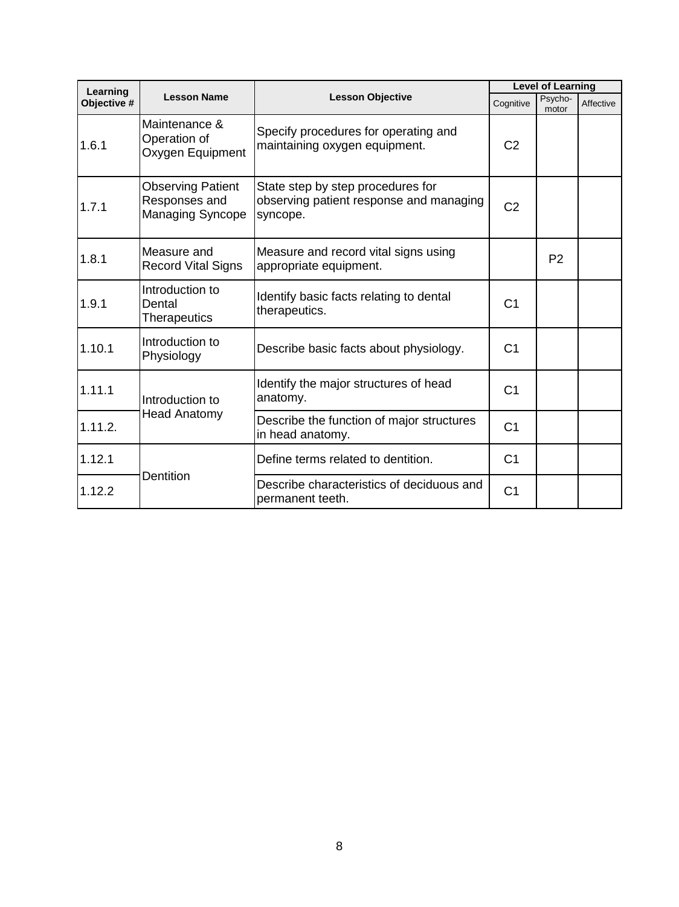| Learning Objective # | Lesson Name | Lesson Objective | Level of Learning | | |
|---|---|---|---|---|---|
| | | | Cognitive | Psycho-motor | Affective |
| 1.6.1 | Maintenance & Operation of Oxygen Equipment | Specify procedures for operating and maintaining oxygen equipment. | C2 | | |
| 1.7.1 | Observing Patient Responses and Managing Syncope | State step by step procedures for observing patient response and managing syncope. | C2 | | |
| 1.8.1 | Measure and Record Vital Signs | Measure and record vital signs using appropriate equipment. | | P2 | |
| 1.9.1 | Introduction to Dental Therapeutics | Identify basic facts relating to dental therapeutics. | C1 | | |
| 1.10.1 | Introduction to Physiology | Describe basic facts about physiology. | C1 | | |
| 1.11.1 | Introduction to Head Anatomy | Identify the major structures of head anatomy. | C1 | | |
| 1.11.2. | | Describe the function of major structures in head anatomy. | C1 | | |
| 1.12.1 | Dentition | Define terms related to dentition. | C1 | | |
| 1.12.2 | | Describe characteristics of deciduous and permanent teeth. | C1 | | |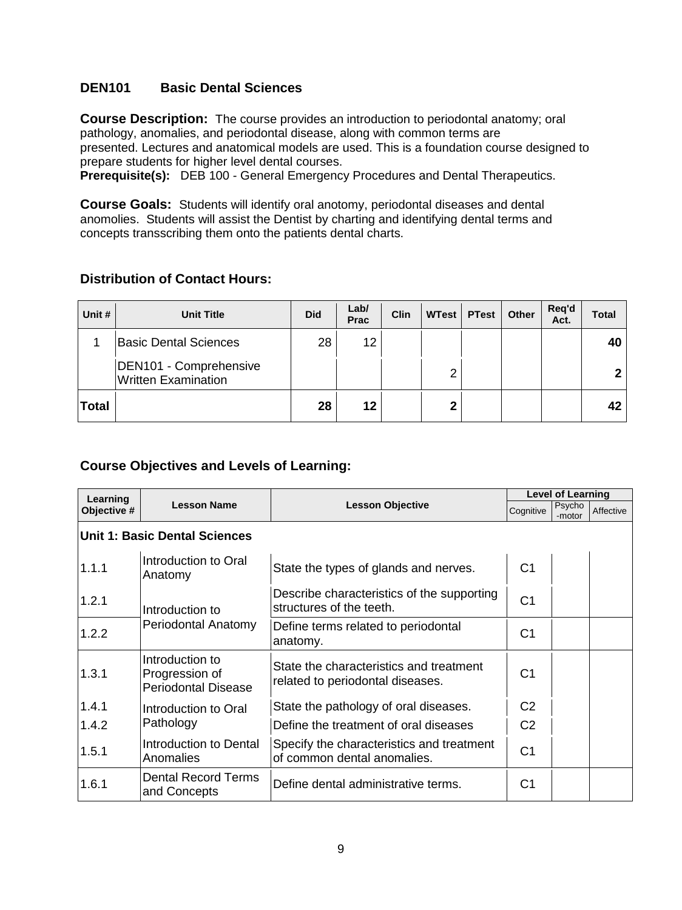## DEN101 Basic Dental Sciences

**Course Description:** The course provides an introduction to periodontal anatomy; oral pathology, anomalies, and periodontal disease, along with common terms are presented. Lectures and anatomical models are used. This is a foundation course designed to prepare students for higher level dental courses.
**Prerequisite(s):** DEB 100 - General Emergency Procedures and Dental Therapeutics.

**Course Goals:** Students will identify oral anotomy, periodontal diseases and dental anomolies. Students will assist the Dentist by charting and identifying dental terms and concepts transscribing them onto the patients dental charts.

### Distribution of Contact Hours:

| Unit # | Unit Title | Did | Lab/ Prac | Clin | WTest | PTest | Other | Req'd Act. | Total |
|---|---|---|---|---|---|---|---|---|---|
| 1 | Basic Dental Sciences | 28 | 12 | | | | | | **40** |
| | DEN101 - Comprehensive Written Examination | | | | 2 | | | | **2** |
| **Total** | | **28** | **12** | | **2** | | | | **42** |

### Course Objectives and Levels of Learning:

| Learning Objective # | Lesson Name | Lesson Objective | Level of Learning | | |
|---|---|---|---|---|---|
| | | | Cognitive | Psycho-motor | Affective |
| **Unit 1: Basic Dental Sciences** | | | | | |
| 1.1.1 | Introduction to Oral Anatomy | State the types of glands and nerves. | C1 | | |
| 1.2.1 | Introduction to Periodontal Anatomy | Describe characteristics of the supporting structures of the teeth. | C1 | | |
| 1.2.2 | | Define terms related to periodontal anatomy. | C1 | | |
| 1.3.1 | Introduction to Progression of Periodontal Disease | State the characteristics and treatment related to periodontal diseases. | C1 | | |
| 1.4.1 | Introduction to Oral Pathology | State the pathology of oral diseases. | C2 | | |
| 1.4.2 | | Define the treatment of oral diseases | C2 | | |
| 1.5.1 | Introduction to Dental Anomalies | Specify the characteristics and treatment of common dental anomalies. | C1 | | |
| 1.6.1 | Dental Record Terms and Concepts | Define dental administrative terms. | C1 | | |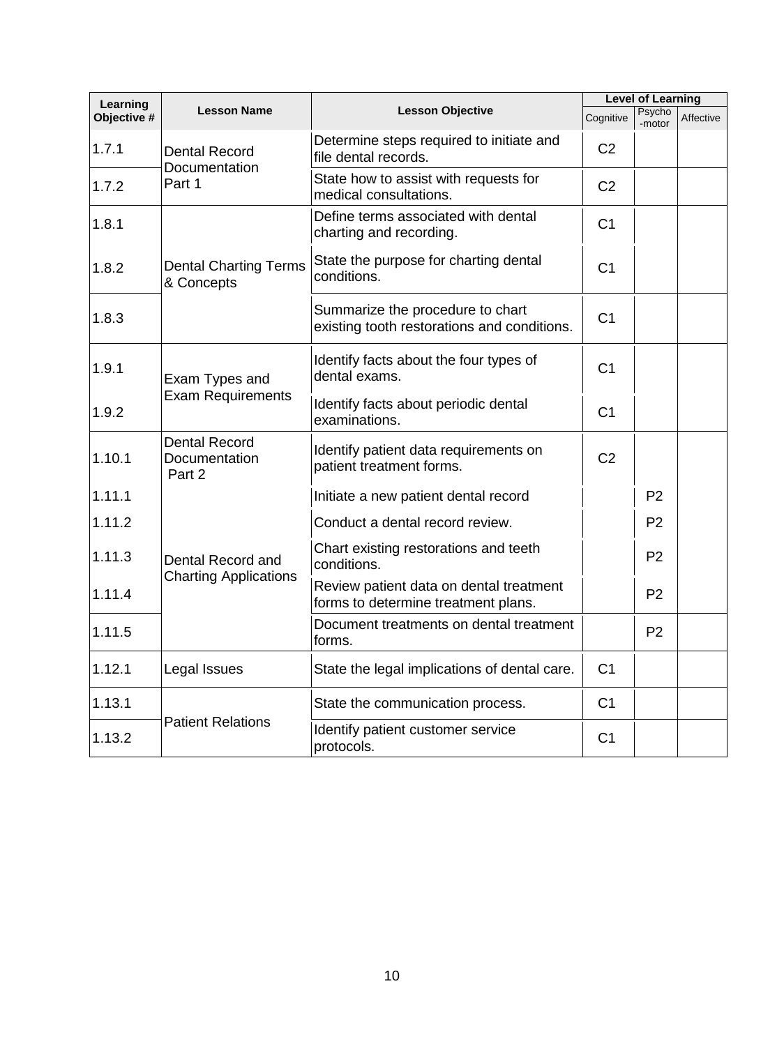| Learning Objective # | Lesson Name | Lesson Objective | Level of Learning | | |
|---|---|---|---|---|---|
| | | | Cognitive | Psycho-motor | Affective |
| 1.7.1 | Dental Record Documentation Part 1 | Determine steps required to initiate and file dental records. | C2 | | |
| 1.7.2 | | State how to assist with requests for medical consultations. | C2 | | |
| 1.8.1 | Dental Charting Terms & Concepts | Define terms associated with dental charting and recording. | C1 | | |
| 1.8.2 | | State the purpose for charting dental conditions. | C1 | | |
| 1.8.3 | | Summarize the procedure to chart existing tooth restorations and conditions. | C1 | | |
| 1.9.1 | Exam Types and Exam Requirements | Identify facts about the four types of dental exams. | C1 | | |
| 1.9.2 | | Identify facts about periodic dental examinations. | C1 | | |
| 1.10.1 | Dental Record Documentation Part 2 | Identify patient data requirements on patient treatment forms. | C2 | | |
| 1.11.1 | Dental Record and Charting Applications | Initiate a new patient dental record | | P2 | |
| 1.11.2 | | Conduct a dental record review. | | P2 | |
| 1.11.3 | | Chart existing restorations and teeth conditions. | | P2 | |
| 1.11.4 | | Review patient data on dental treatment forms to determine treatment plans. | | P2 | |
| 1.11.5 | | Document treatments on dental treatment forms. | | P2 | |
| 1.12.1 | Legal Issues | State the legal implications of dental care. | C1 | | |
| 1.13.1 | Patient Relations | State the communication process. | C1 | | |
| 1.13.2 | | Identify patient customer service protocols. | C1 | | |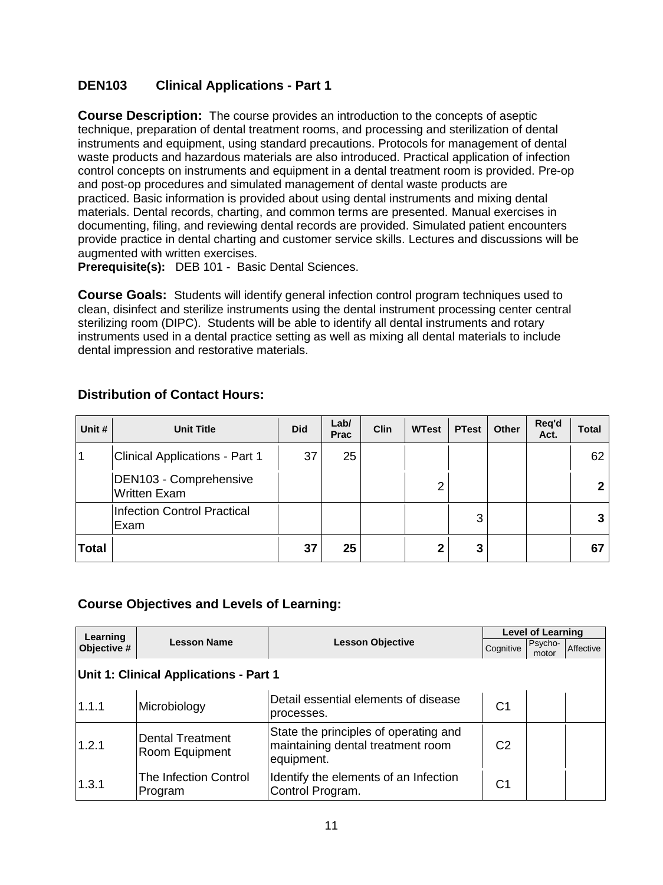## DEN103 Clinical Applications - Part 1

**Course Description:** The course provides an introduction to the concepts of aseptic technique, preparation of dental treatment rooms, and processing and sterilization of dental instruments and equipment, using standard precautions. Protocols for management of dental waste products and hazardous materials are also introduced. Practical application of infection control concepts on instruments and equipment in a dental treatment room is provided. Pre-op and post-op procedures and simulated management of dental waste products are practiced. Basic information is provided about using dental instruments and mixing dental materials. Dental records, charting, and common terms are presented. Manual exercises in documenting, filing, and reviewing dental records are provided. Simulated patient encounters provide practice in dental charting and customer service skills. Lectures and discussions will be augmented with written exercises.

**Prerequisite(s):** DEB 101 - Basic Dental Sciences.

**Course Goals:** Students will identify general infection control program techniques used to clean, disinfect and sterilize instruments using the dental instrument processing center central sterilizing room (DIPC). Students will be able to identify all dental instruments and rotary instruments used in a dental practice setting as well as mixing all dental materials to include dental impression and restorative materials.

### Distribution of Contact Hours:

| Unit # | Unit Title | Did | Lab/ Prac | Clin | WTest | PTest | Other | Req'd Act. | Total |
|---|---|---|---|---|---|---|---|---|---|
| 1 | Clinical Applications - Part 1 | 37 | 25 | | | | | | 62 |
| | DEN103 - Comprehensive Written Exam | | | | 2 | | | | **2** |
| | Infection Control Practical Exam | | | | | 3 | | | **3** |
| **Total** | | **37** | **25** | | **2** | **3** | | | **67** |

### Course Objectives and Levels of Learning:

| Learning Objective # | Lesson Name | Lesson Objective | Level of Learning | | |
|---|---|---|---|---|---|
| | | | Cognitive | Psycho-motor | Affective |
| **Unit 1: Clinical Applications - Part 1** | | | | | |
| 1.1.1 | Microbiology | Detail essential elements of disease processes. | C1 | | |
| 1.2.1 | Dental Treatment Room Equipment | State the principles of operating and maintaining dental treatment room equipment. | C2 | | |
| 1.3.1 | The Infection Control Program | Identify the elements of an Infection Control Program. | C1 | | |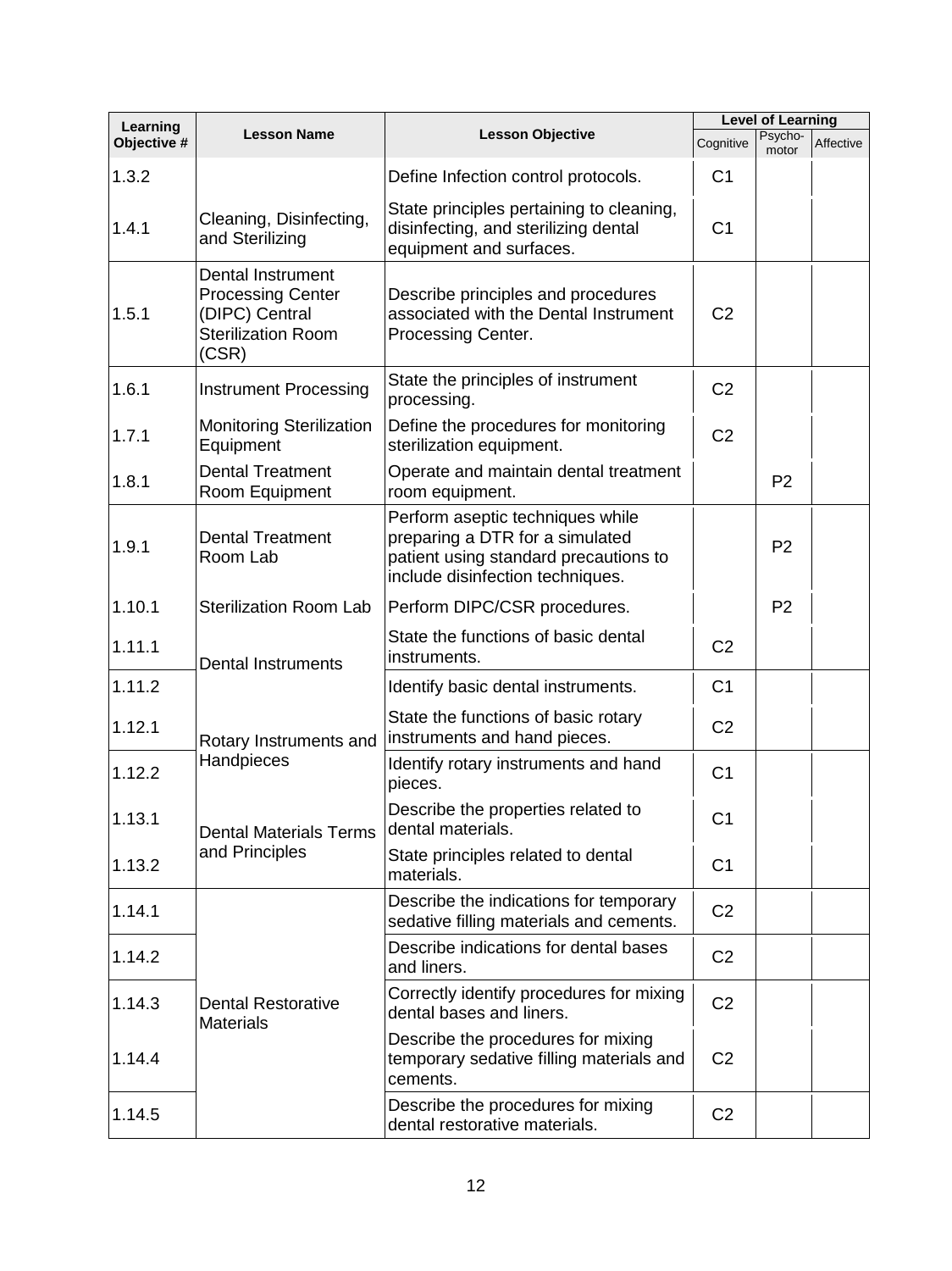| Learning Objective # | Lesson Name | Lesson Objective | Level of Learning | | |
|---|---|---|---|---|---|
| | | | Cognitive | Psycho-motor | Affective |
| 1.3.2 | | Define Infection control protocols. | C1 | | |
| 1.4.1 | Cleaning, Disinfecting, and Sterilizing | State principles pertaining to cleaning, disinfecting, and sterilizing dental equipment and surfaces. | C1 | | |
| 1.5.1 | Dental Instrument Processing Center (DIPC) Central Sterilization Room (CSR) | Describe principles and procedures associated with the Dental Instrument Processing Center. | C2 | | |
| 1.6.1 | Instrument Processing | State the principles of instrument processing. | C2 | | |
| 1.7.1 | Monitoring Sterilization Equipment | Define the procedures for monitoring sterilization equipment. | C2 | | |
| 1.8.1 | Dental Treatment Room Equipment | Operate and maintain dental treatment room equipment. | | P2 | |
| 1.9.1 | Dental Treatment Room Lab | Perform aseptic techniques while preparing a DTR for a simulated patient using standard precautions to include disinfection techniques. | | P2 | |
| 1.10.1 | Sterilization Room Lab | Perform DIPC/CSR procedures. | | P2 | |
| 1.11.1 | Dental Instruments | State the functions of basic dental instruments. | C2 | | |
| 1.11.2 | | Identify basic dental instruments. | C1 | | |
| 1.12.1 | Rotary Instruments and Handpieces | State the functions of basic rotary instruments and hand pieces. | C2 | | |
| 1.12.2 | | Identify rotary instruments and hand pieces. | C1 | | |
| 1.13.1 | Dental Materials Terms and Principles | Describe the properties related to dental materials. | C1 | | |
| 1.13.2 | | State principles related to dental materials. | C1 | | |
| 1.14.1 | Dental Restorative Materials | Describe the indications for temporary sedative filling materials and cements. | C2 | | |
| 1.14.2 | | Describe indications for dental bases and liners. | C2 | | |
| 1.14.3 | | Correctly identify procedures for mixing dental bases and liners. | C2 | | |
| 1.14.4 | | Describe the procedures for mixing temporary sedative filling materials and cements. | C2 | | |
| 1.14.5 | | Describe the procedures for mixing dental restorative materials. | C2 | | |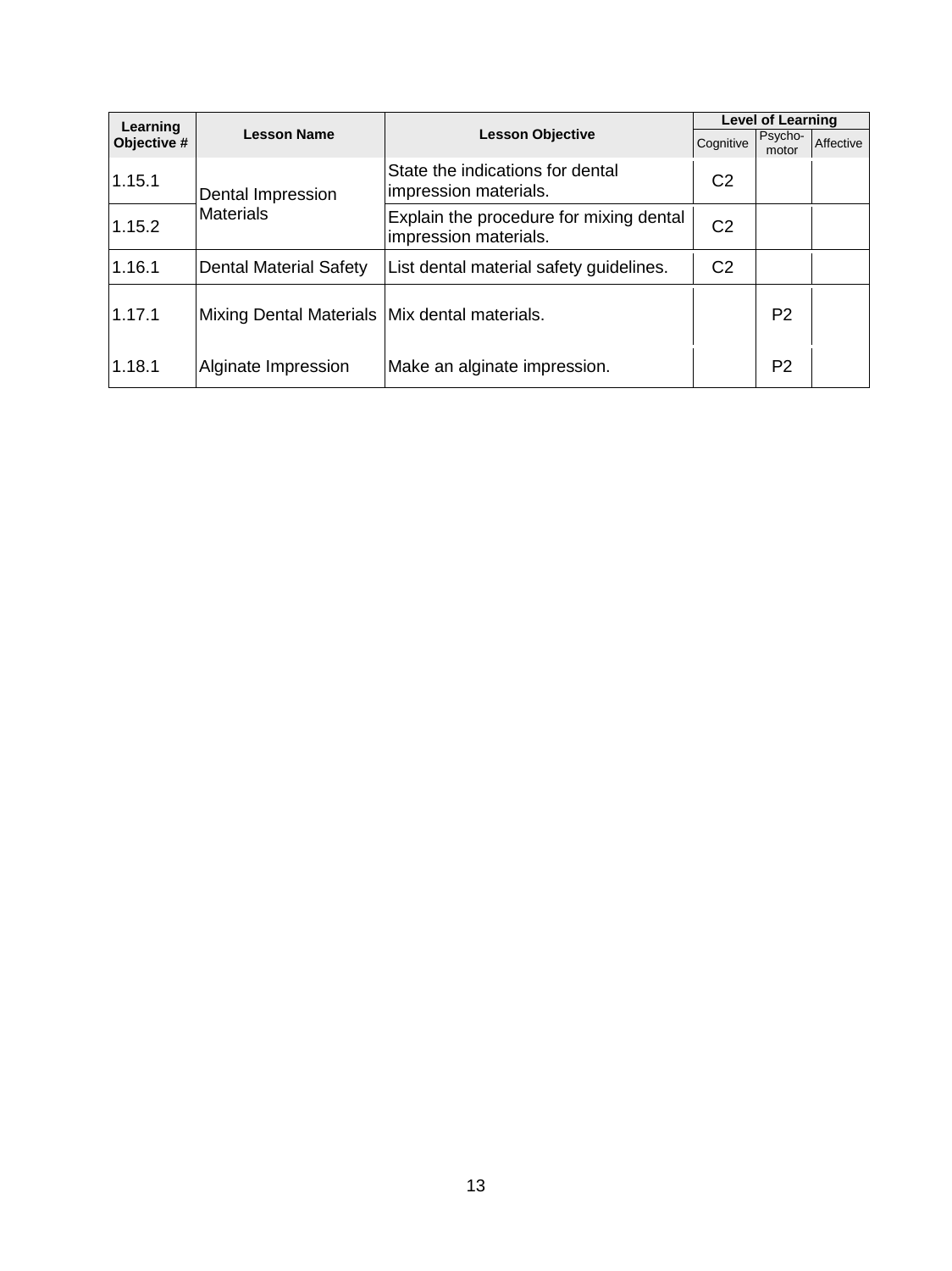| Learning Objective # | Lesson Name | Lesson Objective | Level of Learning | | |
|---|---|---|---|---|---|
| | | | Cognitive | Psycho-motor | Affective |
| 1.15.1 | Dental Impression Materials | State the indications for dental impression materials. | C2 | | |
| 1.15.2 | | Explain the procedure for mixing dental impression materials. | C2 | | |
| 1.16.1 | Dental Material Safety | List dental material safety guidelines. | C2 | | |
| 1.17.1 | Mixing Dental Materials | Mix dental materials. | | P2 | |
| 1.18.1 | Alginate Impression | Make an alginate impression. | | P2 | |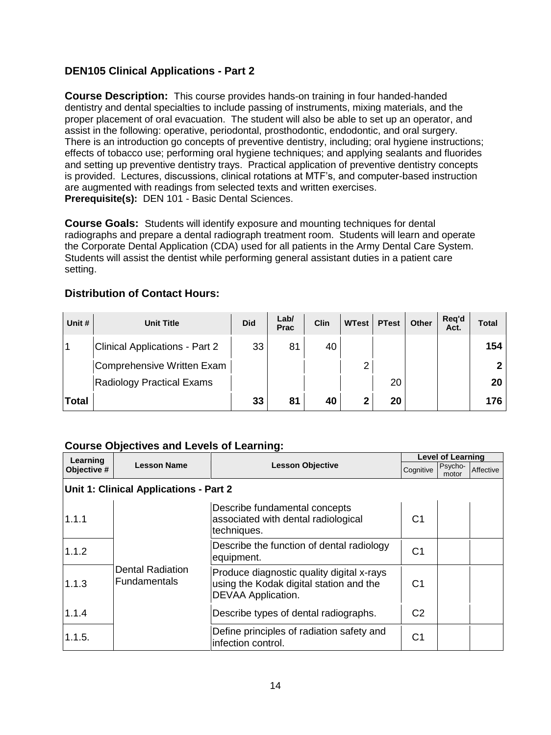### DEN105 Clinical Applications - Part 2

**Course Description:** This course provides hands-on training in four handed-handed dentistry and dental specialties to include passing of instruments, mixing materials, and the proper placement of oral evacuation. The student will also be able to set up an operator, and assist in the following: operative, periodontal, prosthodontic, endodontic, and oral surgery. There is an introduction go concepts of preventive dentistry, including; oral hygiene instructions; effects of tobacco use; performing oral hygiene techniques; and applying sealants and fluorides and setting up preventive dentistry trays. Practical application of preventive dentistry concepts is provided. Lectures, discussions, clinical rotations at MTF's, and computer-based instruction are augmented with readings from selected texts and written exercises.
**Prerequisite(s):** DEN 101 - Basic Dental Sciences.

**Course Goals:** Students will identify exposure and mounting techniques for dental radiographs and prepare a dental radiograph treatment room. Students will learn and operate the Corporate Dental Application (CDA) used for all patients in the Army Dental Care System. Students will assist the dentist while performing general assistant duties in a patient care setting.

### Distribution of Contact Hours:

| Unit # | Unit Title | Did | Lab/ Prac | Clin | WTest | PTest | Other | Req'd Act. | Total |
|---|---|---|---|---|---|---|---|---|---|
| 1 | Clinical Applications - Part 2 | 33 | 81 | 40 | | | | | **154** |
| | Comprehensive Written Exam | | | | 2 | | | | **2** |
| | Radiology Practical Exams | | | | | 20 | | | **20** |
| **Total** | | **33** | **81** | **40** | **2** | **20** | | | **176** |

### Course Objectives and Levels of Learning:

| Learning Objective # | Lesson Name | Lesson Objective | Level of Learning | | |
|---|---|---|---|---|---|
| | | | Cognitive | Psycho-motor | Affective |
| **Unit 1: Clinical Applications - Part 2** | | | | | |
| 1.1.1 | Dental Radiation Fundamentals | Describe fundamental concepts associated with dental radiological techniques. | C1 | | |
| 1.1.2 | | Describe the function of dental radiology equipment. | C1 | | |
| 1.1.3 | | Produce diagnostic quality digital x-rays using the Kodak digital station and the DEVAA Application. | C1 | | |
| 1.1.4 | | Describe types of dental radiographs. | C2 | | |
| 1.1.5. | | Define principles of radiation safety and infection control. | C1 | | |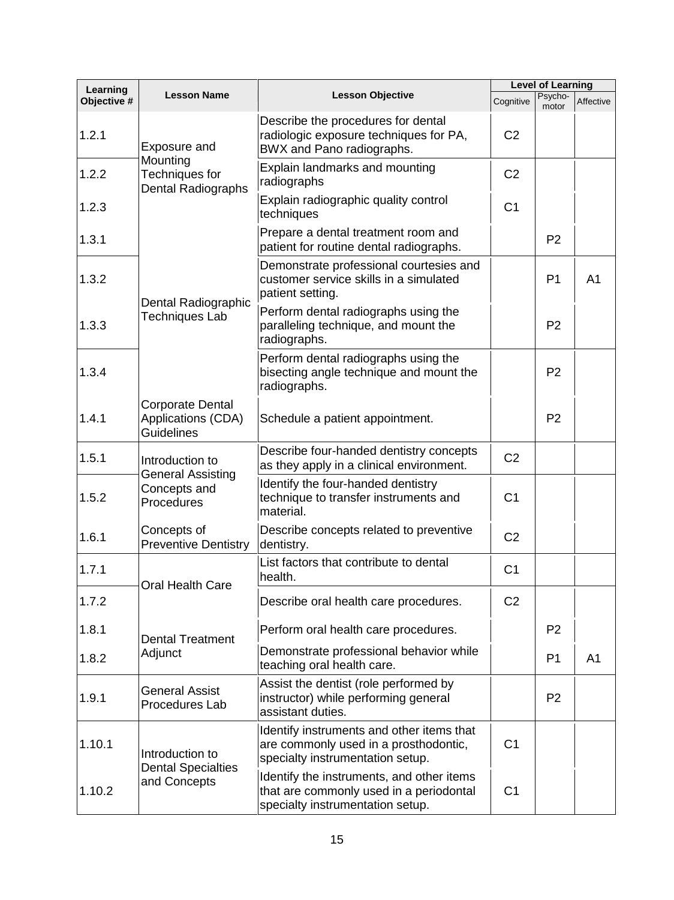| Learning Objective # | Lesson Name | Lesson Objective | Level of Learning | | |
|---|---|---|---|---|---|
| | | | Cognitive | Psycho-motor | Affective |
| 1.2.1 | Exposure and Mounting Techniques for Dental Radiographs | Describe the procedures for dental radiologic exposure techniques for PA, BWX and Pano radiographs. | C2 | | |
| 1.2.2 | | Explain landmarks and mounting radiographs | C2 | | |
| 1.2.3 | | Explain radiographic quality control techniques | C1 | | |
| 1.3.1 | Dental Radiographic Techniques Lab | Prepare a dental treatment room and patient for routine dental radiographs. | | P2 | |
| 1.3.2 | | Demonstrate professional courtesies and customer service skills in a simulated patient setting. | | P1 | A1 |
| 1.3.3 | | Perform dental radiographs using the paralleling technique, and mount the radiographs. | | P2 | |
| 1.3.4 | | Perform dental radiographs using the bisecting angle technique and mount the radiographs. | | P2 | |
| 1.4.1 | Corporate Dental Applications (CDA) Guidelines | Schedule a patient appointment. | | P2 | |
| 1.5.1 | Introduction to General Assisting Concepts and Procedures | Describe four-handed dentistry concepts as they apply in a clinical environment. | C2 | | |
| 1.5.2 | | Identify the four-handed dentistry technique to transfer instruments and material. | C1 | | |
| 1.6.1 | Concepts of Preventive Dentistry | Describe concepts related to preventive dentistry. | C2 | | |
| 1.7.1 | Oral Health Care | List factors that contribute to dental health. | C1 | | |
| 1.7.2 | | Describe oral health care procedures. | C2 | | |
| 1.8.1 | Dental Treatment Adjunct | Perform oral health care procedures. | | P2 | |
| 1.8.2 | | Demonstrate professional behavior while teaching oral health care. | | P1 | A1 |
| 1.9.1 | General Assist Procedures Lab | Assist the dentist (role performed by instructor) while performing general assistant duties. | | P2 | |
| 1.10.1 | Introduction to Dental Specialties and Concepts | Identify instruments and other items that are commonly used in a prosthodontic, specialty instrumentation setup. | C1 | | |
| 1.10.2 | | Identify the instruments, and other items that are commonly used in a periodontal specialty instrumentation setup. | C1 | | |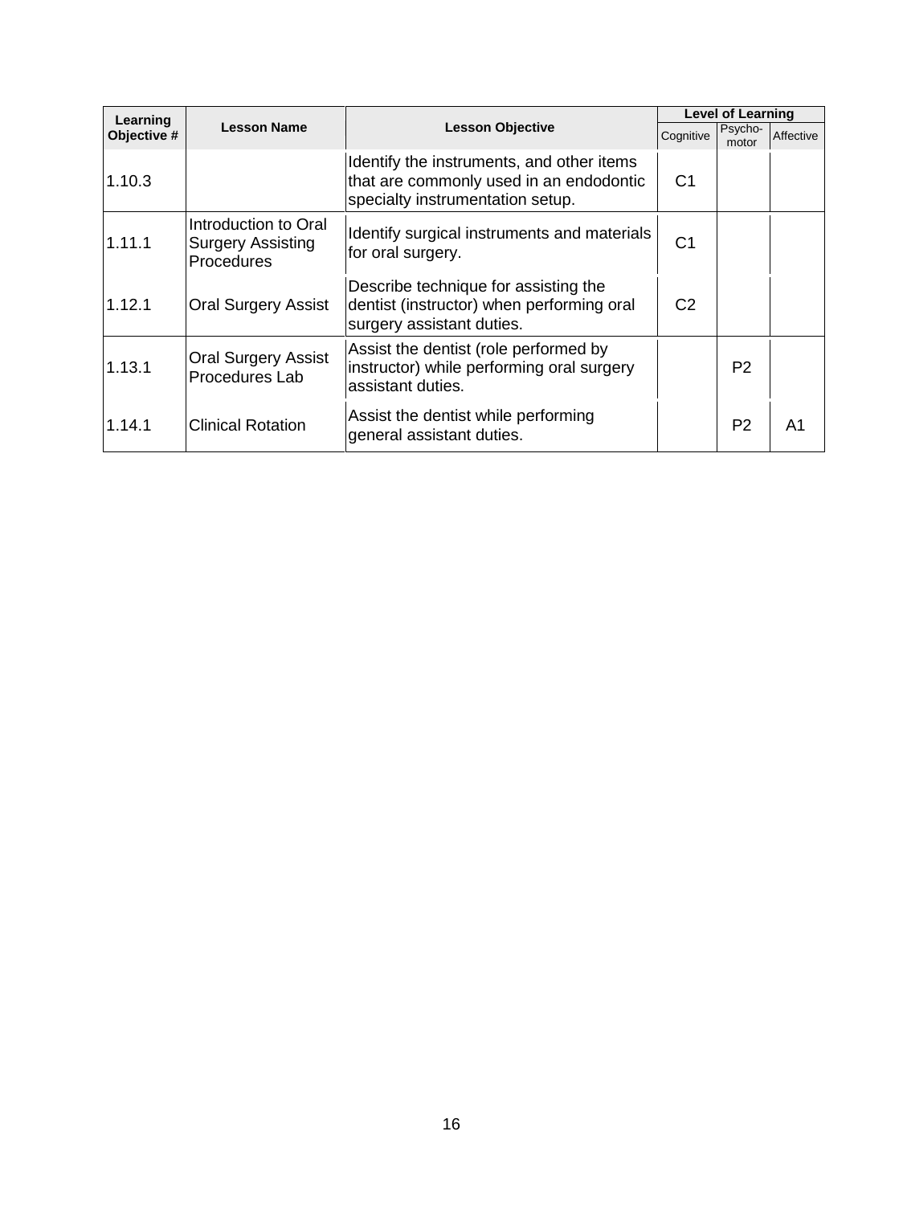| Learning Objective # | Lesson Name | Lesson Objective | Level of Learning | | |
|---|---|---|---|---|---|
| | | | Cognitive | Psycho-motor | Affective |
| 1.10.3 | | Identify the instruments, and other items that are commonly used in an endodontic specialty instrumentation setup. | C1 | | |
| 1.11.1 | Introduction to Oral Surgery Assisting Procedures | Identify surgical instruments and materials for oral surgery. | C1 | | |
| 1.12.1 | Oral Surgery Assist | Describe technique for assisting the dentist (instructor) when performing oral surgery assistant duties. | C2 | | |
| 1.13.1 | Oral Surgery Assist Procedures Lab | Assist the dentist (role performed by instructor) while performing oral surgery assistant duties. | | P2 | |
| 1.14.1 | Clinical Rotation | Assist the dentist while performing general assistant duties. | | P2 | A1 |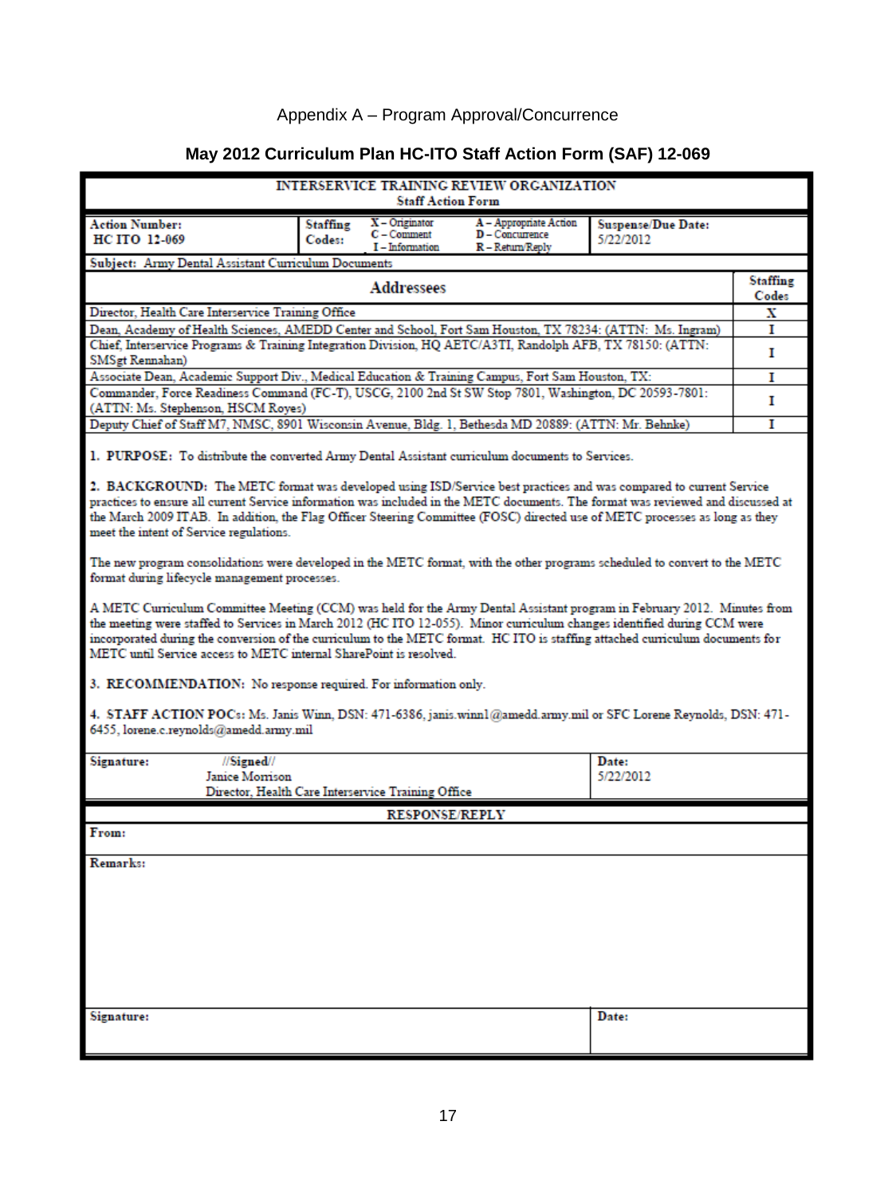Appendix A – Program Approval/Concurrence

## May 2012 Curriculum Plan HC-ITO Staff Action Form (SAF) 12-069

**INTERSERVICE TRAINING REVIEW ORGANIZATION**
**Staff Action Form**

| **Action Number:** HC ITO 12-069 | **Staffing Codes:** | X – Originator<br>C – Comment<br>I – Information | A – Appropriate Action<br>D – Concurrence<br>R – Return/Reply | **Suspense/Due Date:** 5/22/2012 |
|---|---|---|---|---|

**Subject:** Army Dental Assistant Curriculum Documents

| Addressees | Staffing Codes |
|---|---|
| Director, Health Care Interservice Training Office | X |
| Dean, Academy of Health Sciences, AMEDD Center and School, Fort Sam Houston, TX 78234: (ATTN: Ms. Ingram) | I |
| Chief, Interservice Programs & Training Integration Division, HQ AETC/A3TI, Randolph AFB, TX 78150: (ATTN: SMSgt Rennahan) | I |
| Associate Dean, Academic Support Div., Medical Education & Training Campus, Fort Sam Houston, TX: | I |
| Commander, Force Readiness Command (FC-T), USCG, 2100 2nd St SW Stop 7801, Washington, DC 20593-7801: (ATTN: Ms. Stephenson, HSCM Royes) | I |
| Deputy Chief of Staff M7, NMSC, 8901 Wisconsin Avenue, Bldg. 1, Bethesda MD 20889: (ATTN: Mr. Behnke) | I |

1. **PURPOSE:** To distribute the converted Army Dental Assistant curriculum documents to Services.

2. **BACKGROUND:** The METC format was developed using ISD/Service best practices and was compared to current Service practices to ensure all current Service information was included in the METC documents. The format was reviewed and discussed at the March 2009 ITAB. In addition, the Flag Officer Steering Committee (FOSC) directed use of METC processes as long as they meet the intent of Service regulations.

The new program consolidations were developed in the METC format, with the other programs scheduled to convert to the METC format during lifecycle management processes.

A METC Curriculum Committee Meeting (CCM) was held for the Army Dental Assistant program in February 2012. Minutes from the meeting were staffed to Services in March 2012 (HC ITO 12-055). Minor curriculum changes identified during CCM were incorporated during the conversion of the curriculum to the METC format. HC ITO is staffing attached curriculum documents for METC until Service access to METC internal SharePoint is resolved.

3. **RECOMMENDATION:** No response required. For information only.

4. **STAFF ACTION POCs:** Ms. Janis Winn, DSN: 471-6386, janis.winn1@amedd.army.mil or SFC Lorene Reynolds, DSN: 471-6455, lorene.c.reynolds@amedd.army.mil

| **Signature:** //Signed//<br>Janice Morrison<br>Director, Health Care Interservice Training Office | **Date:** 5/22/2012 |
|---|---|

**RESPONSE/REPLY**

**From:**

**Remarks:**

| **Signature:** | **Date:** |
|---|---|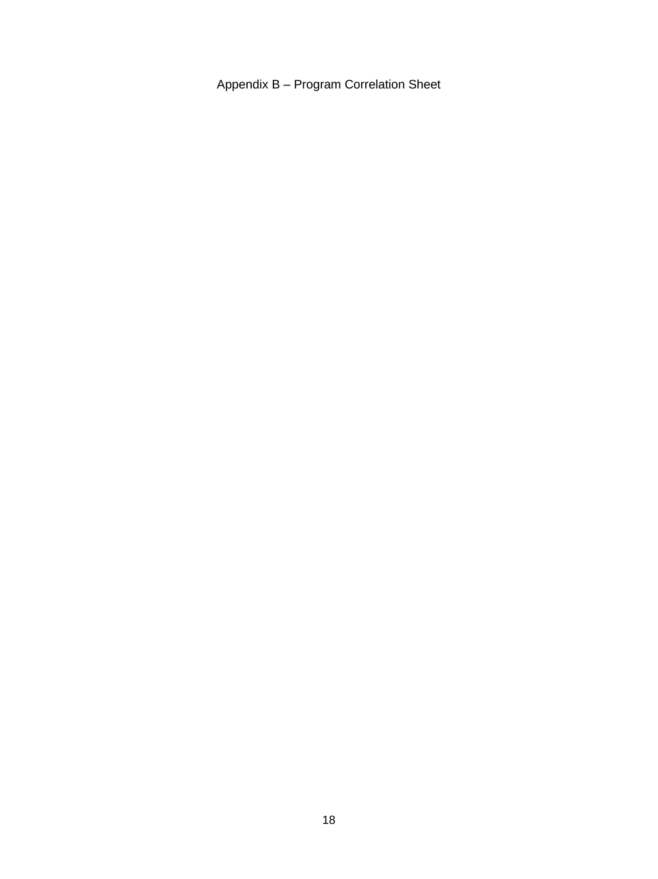# Appendix B – Program Correlation Sheet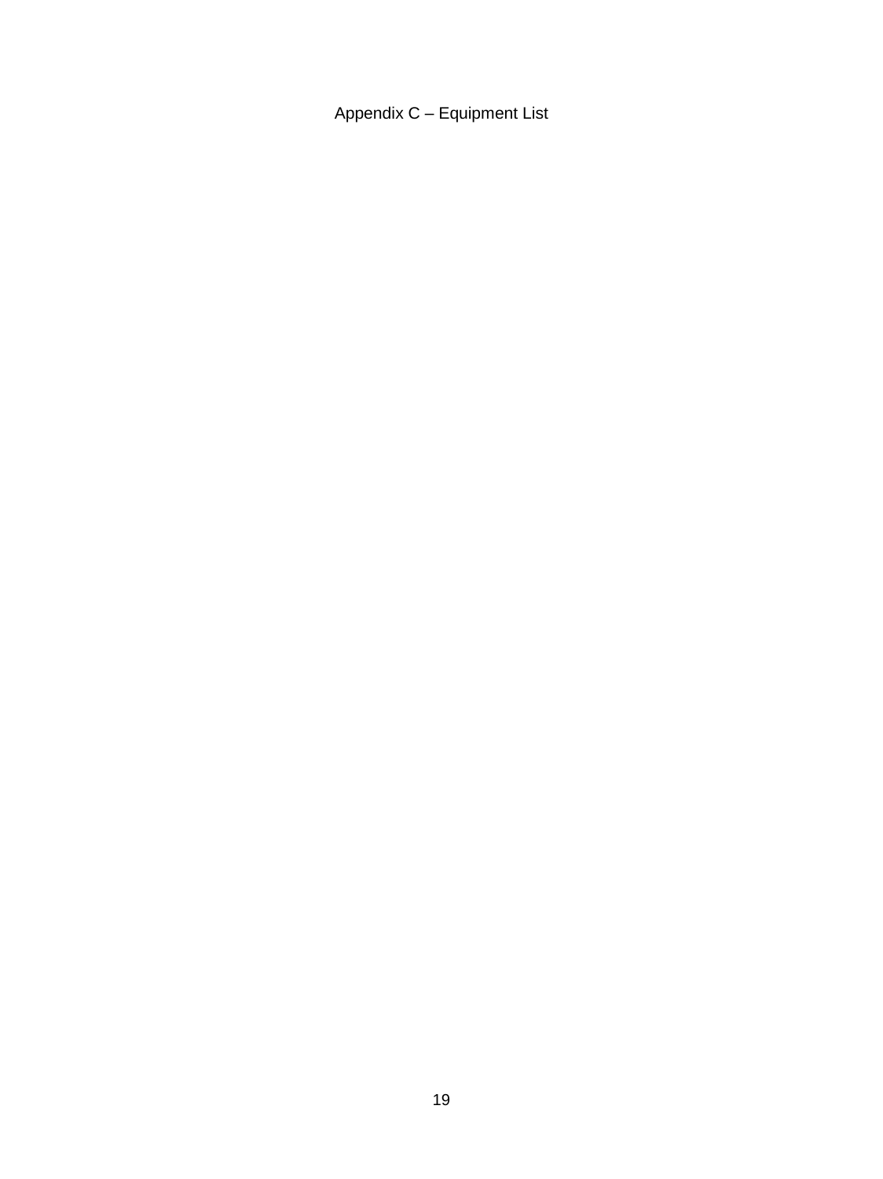# Appendix C – Equipment List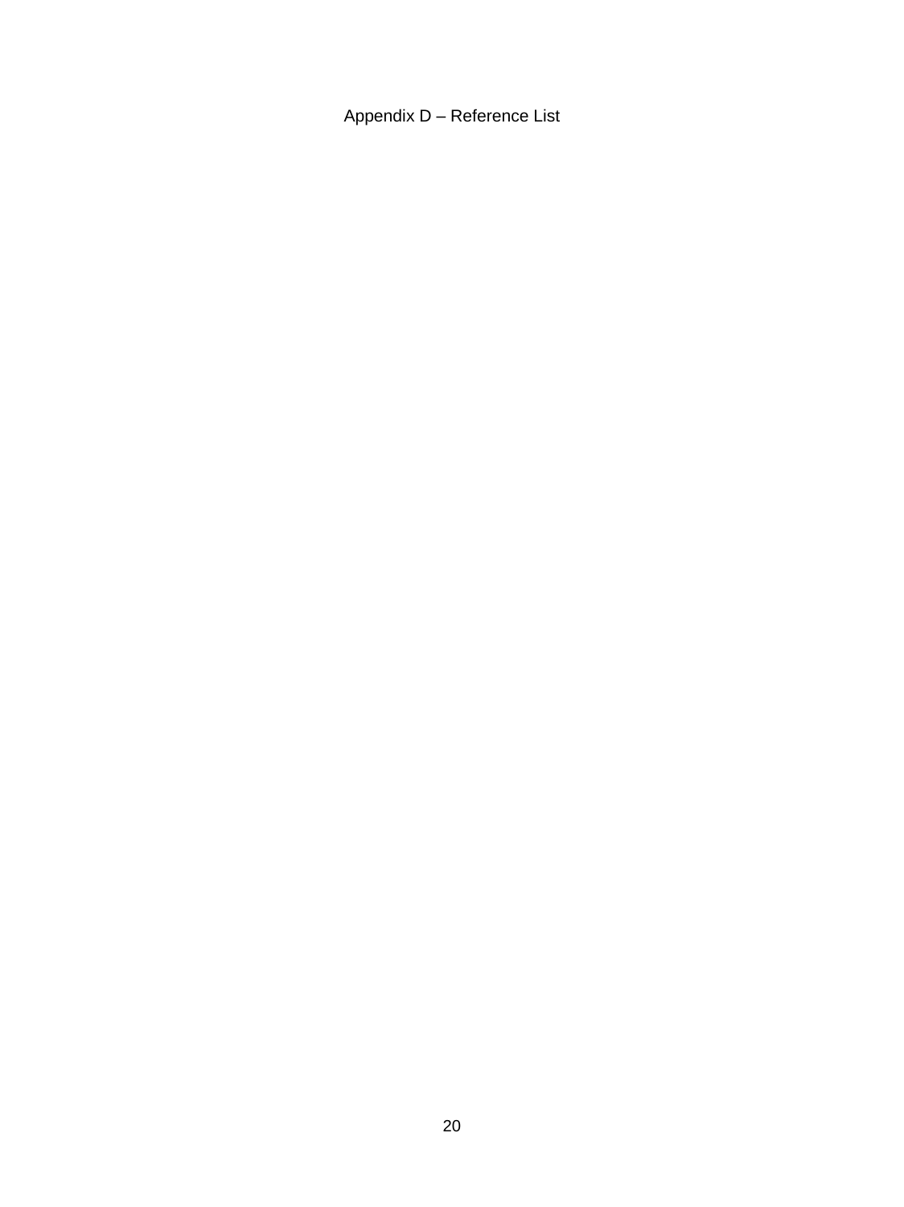# Appendix D – Reference List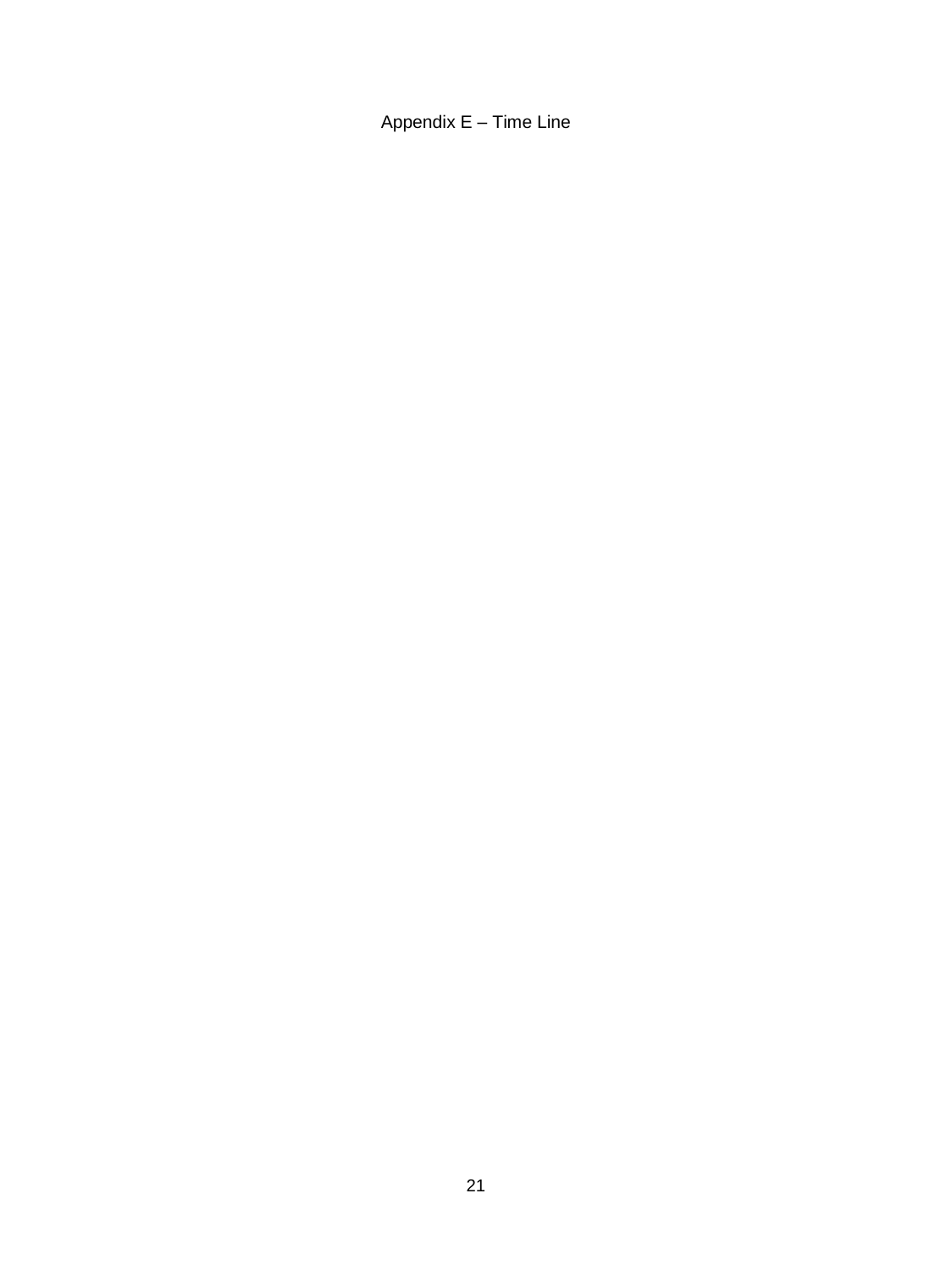# Appendix E – Time Line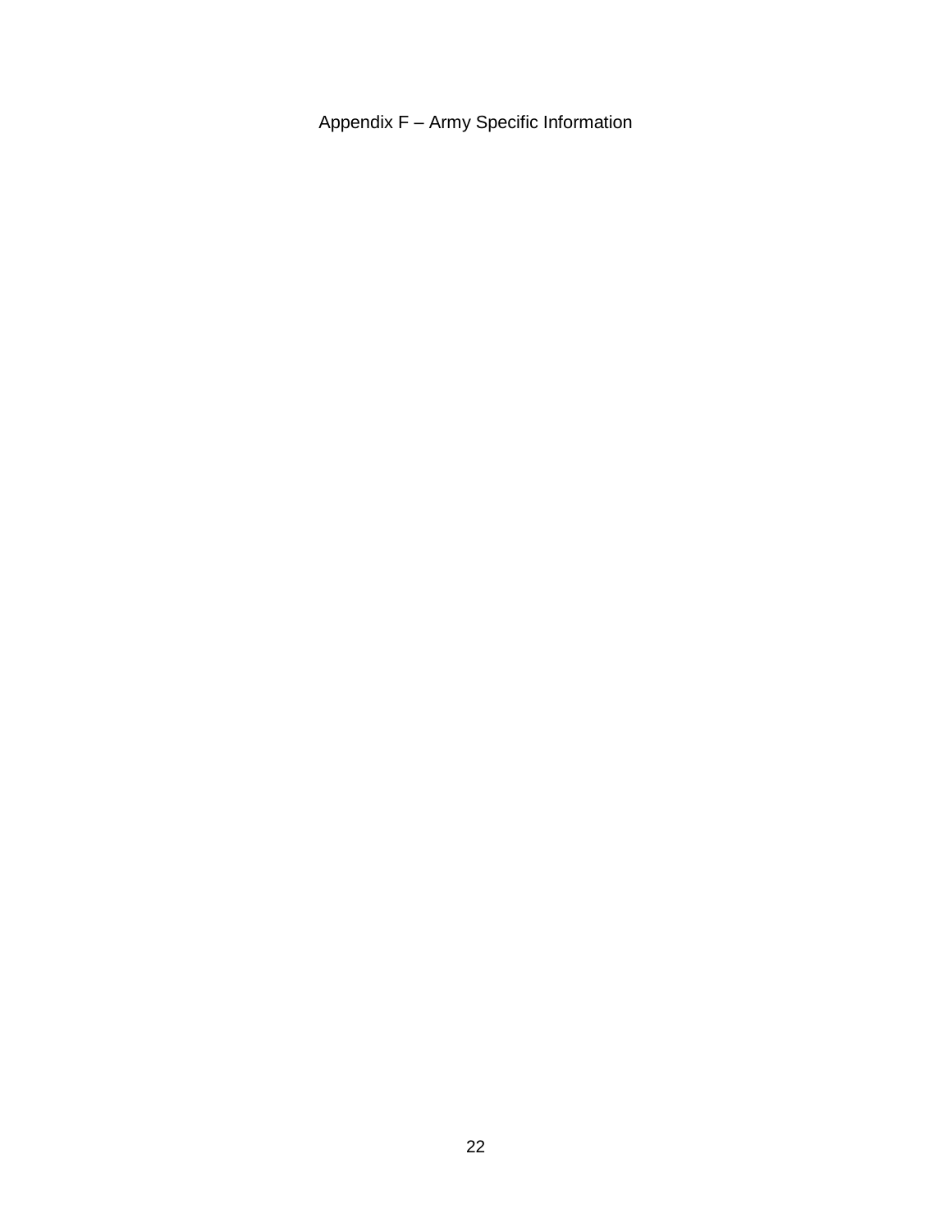# Appendix F – Army Specific Information